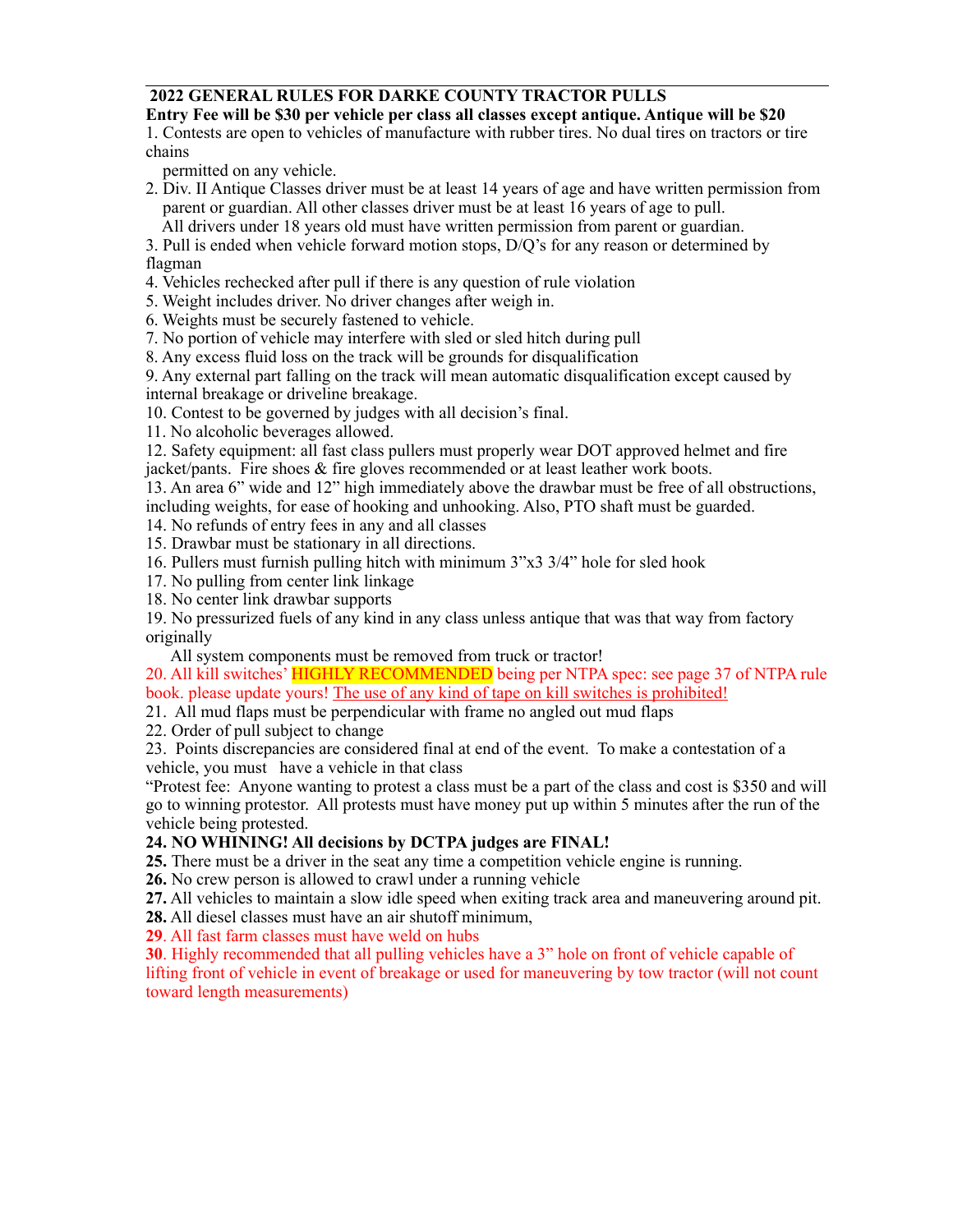## 2022 GENERAL RULES FOR DARKE COUNTY TRACTOR PULLS

**Entry Fee will be $30 per vehicle per class all classes except antique. Antique will be $20**

1. Contests are open to vehicles of manufacture with rubber tires. No dual tires on tractors or tire chains permitted on any vehicle.
2. Div. II Antique Classes driver must be at least 14 years of age and have written permission from parent or guardian. All other classes driver must be at least 16 years of age to pull. All drivers under 18 years old must have written permission from parent or guardian.
3. Pull is ended when vehicle forward motion stops, D/Q's for any reason or determined by flagman
4. Vehicles rechecked after pull if there is any question of rule violation
5. Weight includes driver. No driver changes after weigh in.
6. Weights must be securely fastened to vehicle.
7. No portion of vehicle may interfere with sled or sled hitch during pull
8. Any excess fluid loss on the track will be grounds for disqualification
9. Any external part falling on the track will mean automatic disqualification except caused by internal breakage or driveline breakage.
10. Contest to be governed by judges with all decision's final.
11. No alcoholic beverages allowed.
12. Safety equipment: all fast class pullers must properly wear DOT approved helmet and fire jacket/pants. Fire shoes & fire gloves recommended or at least leather work boots.
13. An area 6" wide and 12" high immediately above the drawbar must be free of all obstructions, including weights, for ease of hooking and unhooking. Also, PTO shaft must be guarded.
14. No refunds of entry fees in any and all classes
15. Drawbar must be stationary in all directions.
16. Pullers must furnish pulling hitch with minimum 3"x3 3/4" hole for sled hook
17. No pulling from center link linkage
18. No center link drawbar supports
19. No pressurized fuels of any kind in any class unless antique that was that way from factory originally
    All system components must be removed from truck or tractor!
20. All kill switches' HIGHLY RECOMMENDED being per NTPA spec: see page 37 of NTPA rule book. please update yours! <u>The use of any kind of tape on kill switches is prohibited!</u>
21. All mud flaps must be perpendicular with frame no angled out mud flaps
22. Order of pull subject to change
23. Points discrepancies are considered final at end of the event. To make a contestation of a vehicle, you must have a vehicle in that class
    "Protest fee: Anyone wanting to protest a class must be a part of the class and cost is $350 and will go to winning protestor. All protests must have money put up within 5 minutes after the run of the vehicle being protested.
24. **NO WHINING! All decisions by DCTPA judges are FINAL!**
25. There must be a driver in the seat any time a competition vehicle engine is running.
26. No crew person is allowed to crawl under a running vehicle
27. All vehicles to maintain a slow idle speed when exiting track area and maneuvering around pit.
28. All diesel classes must have an air shutoff minimum,
29. All fast farm classes must have weld on hubs
30. Highly recommended that all pulling vehicles have a 3" hole on front of vehicle capable of lifting front of vehicle in event of breakage or used for maneuvering by tow tractor (will not count toward length measurements)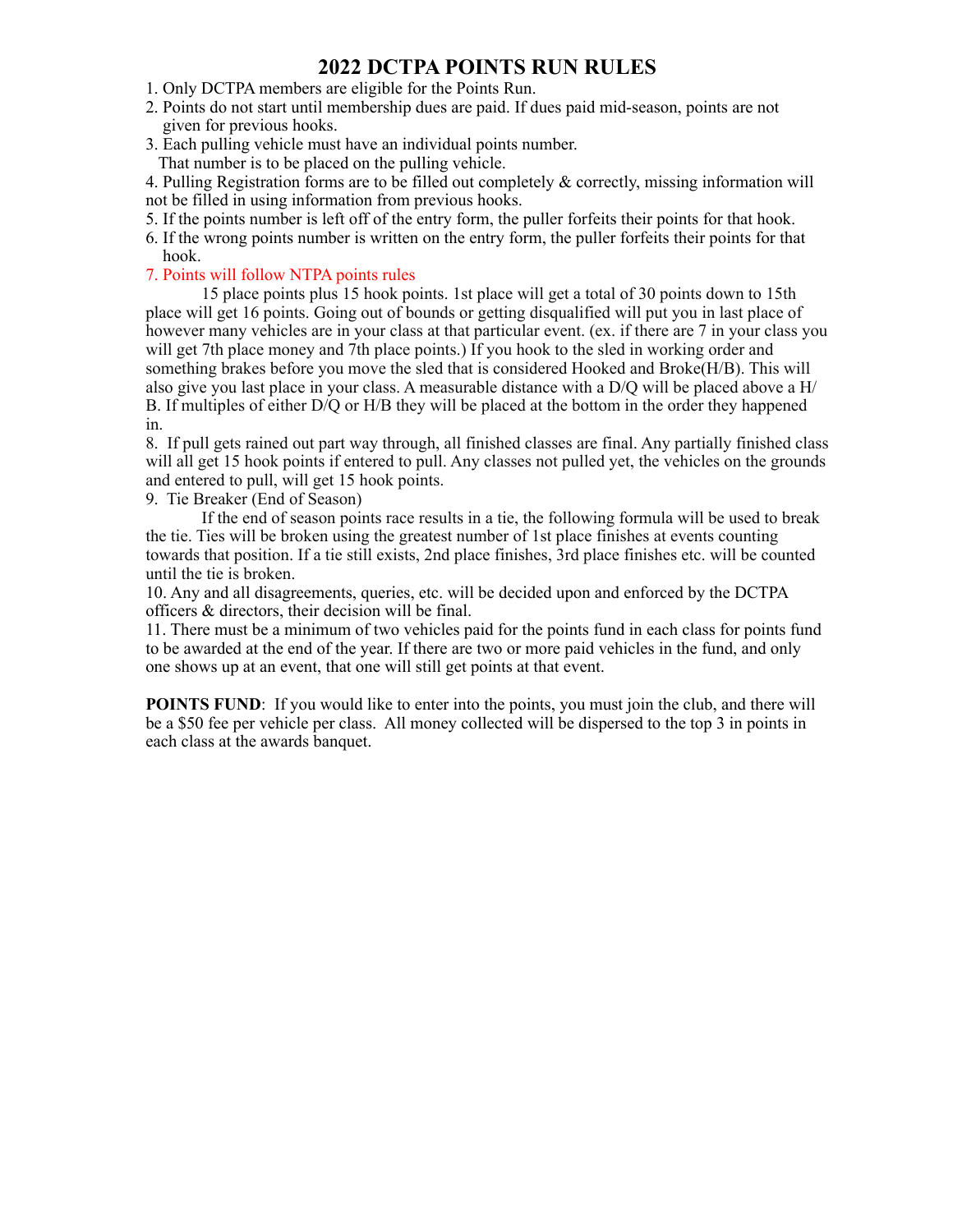# 2022 DCTPA POINTS RUN RULES

1. Only DCTPA members are eligible for the Points Run.
2. Points do not start until membership dues are paid. If dues paid mid-season, points are not given for previous hooks.
3. Each pulling vehicle must have an individual points number. That number is to be placed on the pulling vehicle.
4. Pulling Registration forms are to be filled out completely & correctly, missing information will not be filled in using information from previous hooks.
5. If the points number is left off of the entry form, the puller forfeits their points for that hook.
6. If the wrong points number is written on the entry form, the puller forfeits their points for that hook.
7. Points will follow NTPA points rules

   15 place points plus 15 hook points. 1st place will get a total of 30 points down to 15th place will get 16 points. Going out of bounds or getting disqualified will put you in last place of however many vehicles are in your class at that particular event. (ex. if there are 7 in your class you will get 7th place money and 7th place points.) If you hook to the sled in working order and something brakes before you move the sled that is considered Hooked and Broke(H/B). This will also give you last place in your class. A measurable distance with a D/Q will be placed above a H/B. If multiples of either D/Q or H/B they will be placed at the bottom in the order they happened in.
8. If pull gets rained out part way through, all finished classes are final. Any partially finished class will all get 15 hook points if entered to pull. Any classes not pulled yet, the vehicles on the grounds and entered to pull, will get 15 hook points.
9. Tie Breaker (End of Season)

   If the end of season points race results in a tie, the following formula will be used to break the tie. Ties will be broken using the greatest number of 1st place finishes at events counting towards that position. If a tie still exists, 2nd place finishes, 3rd place finishes etc. will be counted until the tie is broken.
10. Any and all disagreements, queries, etc. will be decided upon and enforced by the DCTPA officers & directors, their decision will be final.
11. There must be a minimum of two vehicles paid for the points fund in each class for points fund to be awarded at the end of the year. If there are two or more paid vehicles in the fund, and only one shows up at an event, that one will still get points at that event.

**POINTS FUND**: If you would like to enter into the points, you must join the club, and there will be a $50 fee per vehicle per class. All money collected will be dispersed to the top 3 in points in each class at the awards banquet.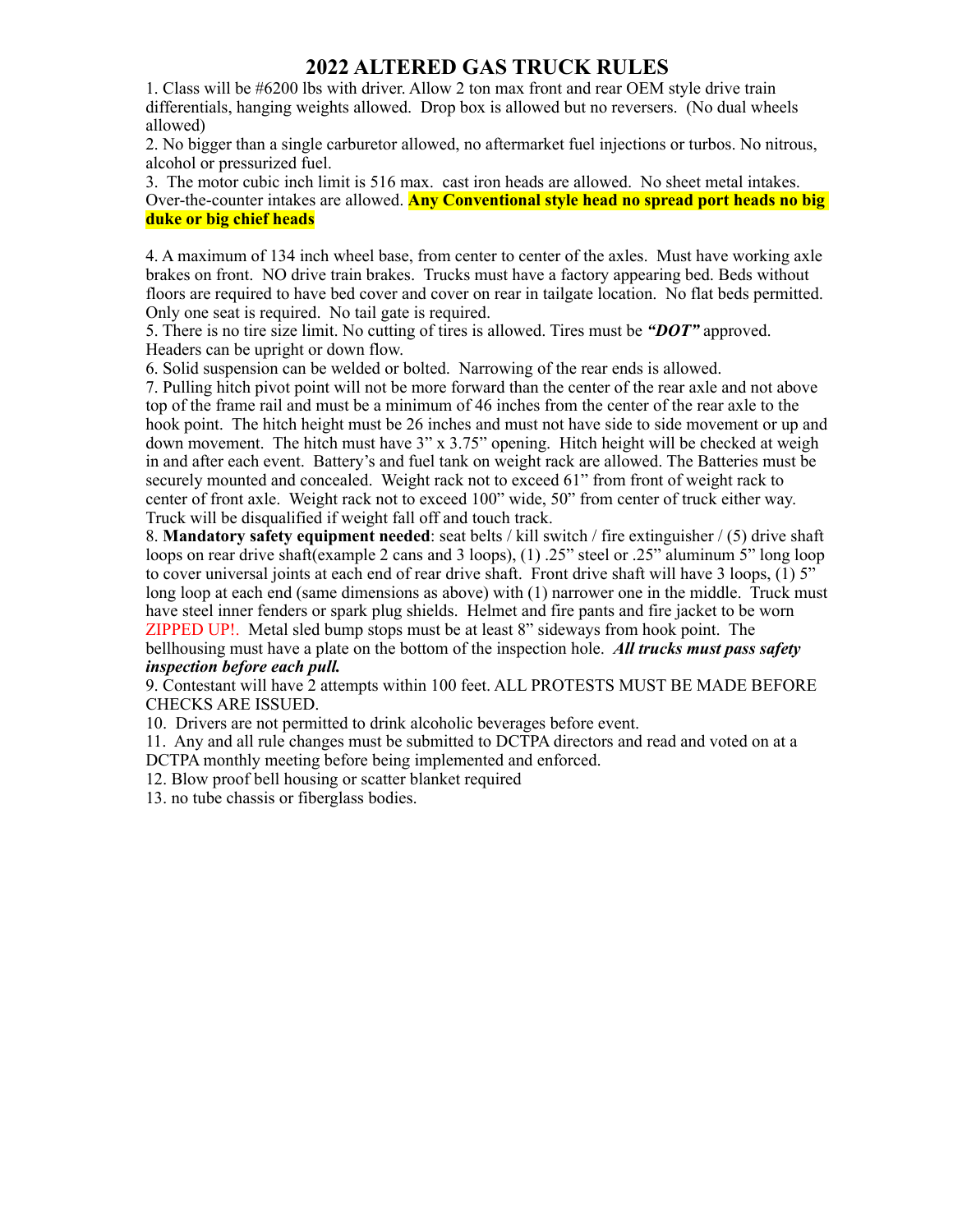# 2022 ALTERED GAS TRUCK RULES

1. Class will be #6200 lbs with driver. Allow 2 ton max front and rear OEM style drive train differentials, hanging weights allowed. Drop box is allowed but no reversers. (No dual wheels allowed)
2. No bigger than a single carburetor allowed, no aftermarket fuel injections or turbos. No nitrous, alcohol or pressurized fuel.
3. The motor cubic inch limit is 516 max. cast iron heads are allowed. No sheet metal intakes. Over-the-counter intakes are allowed. **Any Conventional style head no spread port heads no big duke or big chief heads**

4. A maximum of 134 inch wheel base, from center to center of the axles. Must have working axle brakes on front. NO drive train brakes. Trucks must have a factory appearing bed. Beds without floors are required to have bed cover and cover on rear in tailgate location. No flat beds permitted. Only one seat is required. No tail gate is required.
5. There is no tire size limit. No cutting of tires is allowed. Tires must be ***"DOT"*** approved. Headers can be upright or down flow.
6. Solid suspension can be welded or bolted. Narrowing of the rear ends is allowed.
7. Pulling hitch pivot point will not be more forward than the center of the rear axle and not above top of the frame rail and must be a minimum of 46 inches from the center of the rear axle to the hook point. The hitch height must be 26 inches and must not have side to side movement or up and down movement. The hitch must have 3" x 3.75" opening. Hitch height will be checked at weigh in and after each event. Battery's and fuel tank on weight rack are allowed. The Batteries must be securely mounted and concealed. Weight rack not to exceed 61" from front of weight rack to center of front axle. Weight rack not to exceed 100" wide, 50" from center of truck either way. Truck will be disqualified if weight fall off and touch track.
8. **Mandatory safety equipment needed**: seat belts / kill switch / fire extinguisher / (5) drive shaft loops on rear drive shaft(example 2 cans and 3 loops), (1) .25" steel or .25" aluminum 5" long loop to cover universal joints at each end of rear drive shaft. Front drive shaft will have 3 loops, (1) 5" long loop at each end (same dimensions as above) with (1) narrower one in the middle. Truck must have steel inner fenders or spark plug shields. Helmet and fire pants and fire jacket to be worn ZIPPED UP!. Metal sled bump stops must be at least 8" sideways from hook point. The bellhousing must have a plate on the bottom of the inspection hole. ***All trucks must pass safety inspection before each pull.***
9. Contestant will have 2 attempts within 100 feet. ALL PROTESTS MUST BE MADE BEFORE CHECKS ARE ISSUED.
10. Drivers are not permitted to drink alcoholic beverages before event.
11. Any and all rule changes must be submitted to DCTPA directors and read and voted on at a DCTPA monthly meeting before being implemented and enforced.
12. Blow proof bell housing or scatter blanket required
13. no tube chassis or fiberglass bodies.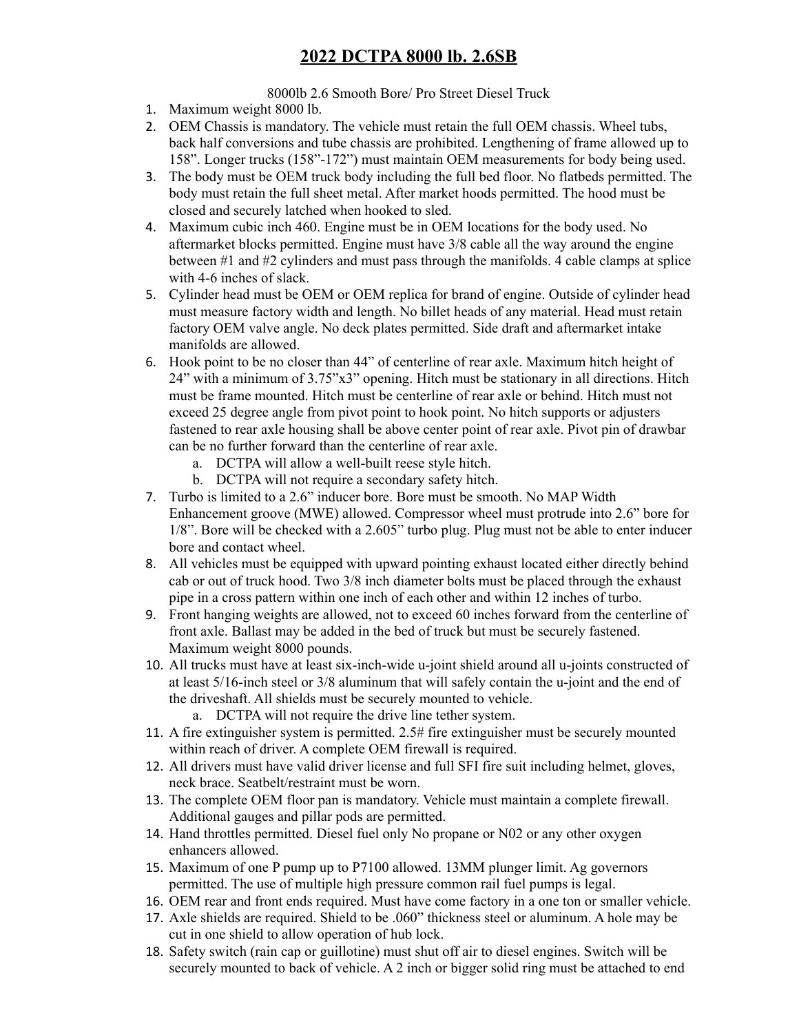# 2022 DCTPA 8000 lb. 2.6SB

8000lb 2.6 Smooth Bore/ Pro Street Diesel Truck

1. Maximum weight 8000 lb.
2. OEM Chassis is mandatory. The vehicle must retain the full OEM chassis. Wheel tubs, back half conversions and tube chassis are prohibited. Lengthening of frame allowed up to 158". Longer trucks (158"-172") must maintain OEM measurements for body being used.
3. The body must be OEM truck body including the full bed floor. No flatbeds permitted. The body must retain the full sheet metal. After market hoods permitted. The hood must be closed and securely latched when hooked to sled.
4. Maximum cubic inch 460. Engine must be in OEM locations for the body used. No aftermarket blocks permitted. Engine must have 3/8 cable all the way around the engine between #1 and #2 cylinders and must pass through the manifolds. 4 cable clamps at splice with 4-6 inches of slack.
5. Cylinder head must be OEM or OEM replica for brand of engine. Outside of cylinder head must measure factory width and length. No billet heads of any material. Head must retain factory OEM valve angle. No deck plates permitted. Side draft and aftermarket intake manifolds are allowed.
6. Hook point to be no closer than 44" of centerline of rear axle. Maximum hitch height of 24" with a minimum of 3.75"x3" opening. Hitch must be stationary in all directions. Hitch must be frame mounted. Hitch must be centerline of rear axle or behind. Hitch must not exceed 25 degree angle from pivot point to hook point. No hitch supports or adjusters fastened to rear axle housing shall be above center point of rear axle. Pivot pin of drawbar can be no further forward than the centerline of rear axle.
   a. DCTPA will allow a well-built reese style hitch.
   b. DCTPA will not require a secondary safety hitch.
7. Turbo is limited to a 2.6" inducer bore. Bore must be smooth. No MAP Width Enhancement groove (MWE) allowed. Compressor wheel must protrude into 2.6" bore for 1/8". Bore will be checked with a 2.605" turbo plug. Plug must not be able to enter inducer bore and contact wheel.
8. All vehicles must be equipped with upward pointing exhaust located either directly behind cab or out of truck hood. Two 3/8 inch diameter bolts must be placed through the exhaust pipe in a cross pattern within one inch of each other and within 12 inches of turbo.
9. Front hanging weights are allowed, not to exceed 60 inches forward from the centerline of front axle. Ballast may be added in the bed of truck but must be securely fastened. Maximum weight 8000 pounds.
10. All trucks must have at least six-inch-wide u-joint shield around all u-joints constructed of at least 5/16-inch steel or 3/8 aluminum that will safely contain the u-joint and the end of the driveshaft. All shields must be securely mounted to vehicle.
    a. DCTPA will not require the drive line tether system.
11. A fire extinguisher system is permitted. 2.5# fire extinguisher must be securely mounted within reach of driver. A complete OEM firewall is required.
12. All drivers must have valid driver license and full SFI fire suit including helmet, gloves, neck brace. Seatbelt/restraint must be worn.
13. The complete OEM floor pan is mandatory. Vehicle must maintain a complete firewall. Additional gauges and pillar pods are permitted.
14. Hand throttles permitted. Diesel fuel only No propane or N02 or any other oxygen enhancers allowed.
15. Maximum of one P pump up to P7100 allowed. 13MM plunger limit. Ag governors permitted. The use of multiple high pressure common rail fuel pumps is legal.
16. OEM rear and front ends required. Must have come factory in a one ton or smaller vehicle.
17. Axle shields are required. Shield to be .060" thickness steel or aluminum. A hole may be cut in one shield to allow operation of hub lock.
18. Safety switch (rain cap or guillotine) must shut off air to diesel engines. Switch will be securely mounted to back of vehicle. A 2 inch or bigger solid ring must be attached to end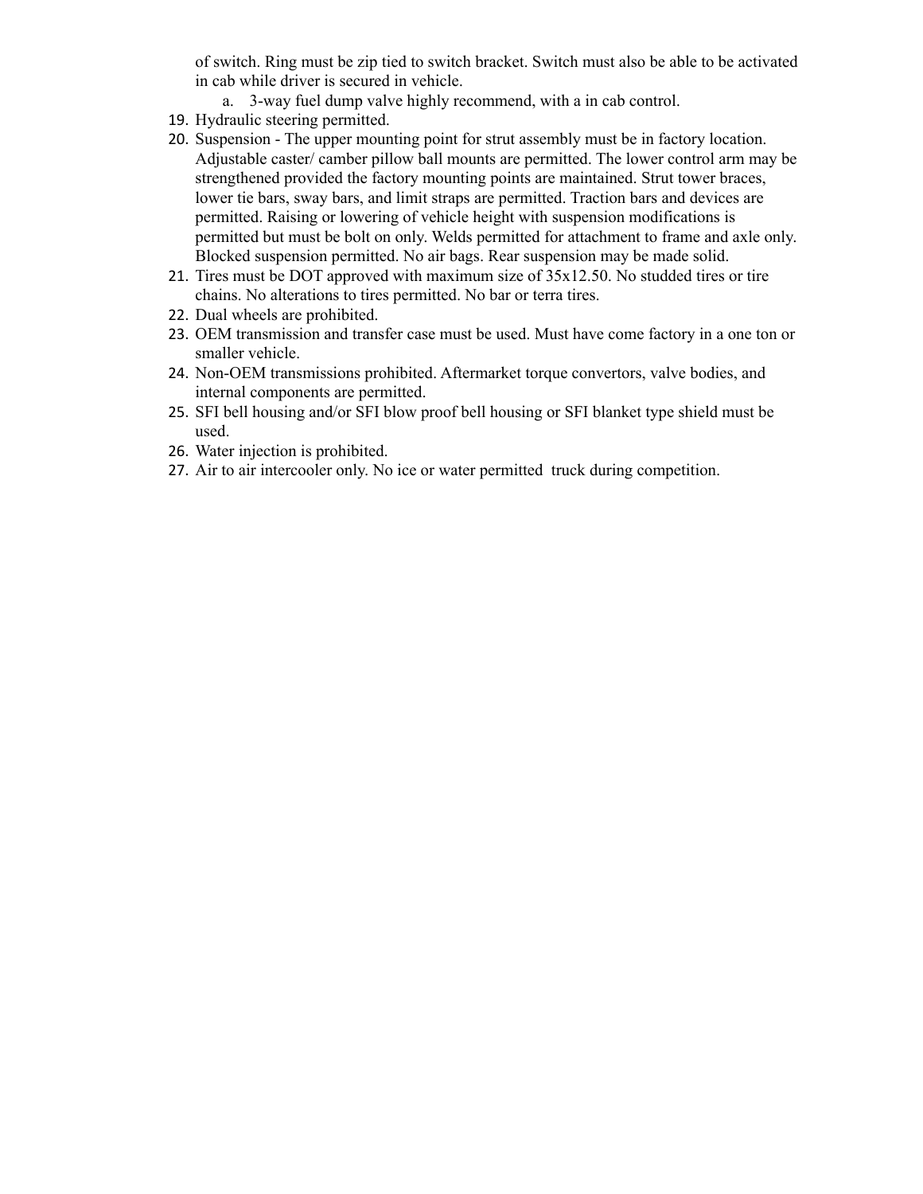of switch. Ring must be zip tied to switch bracket. Switch must also be able to be activated in cab while driver is secured in vehicle.

   a. 3-way fuel dump valve highly recommend, with a in cab control.

19. Hydraulic steering permitted.
20. Suspension - The upper mounting point for strut assembly must be in factory location. Adjustable caster/ camber pillow ball mounts are permitted. The lower control arm may be strengthened provided the factory mounting points are maintained. Strut tower braces, lower tie bars, sway bars, and limit straps are permitted. Traction bars and devices are permitted. Raising or lowering of vehicle height with suspension modifications is permitted but must be bolt on only. Welds permitted for attachment to frame and axle only. Blocked suspension permitted. No air bags. Rear suspension may be made solid.
21. Tires must be DOT approved with maximum size of 35x12.50. No studded tires or tire chains. No alterations to tires permitted. No bar or terra tires.
22. Dual wheels are prohibited.
23. OEM transmission and transfer case must be used. Must have come factory in a one ton or smaller vehicle.
24. Non-OEM transmissions prohibited. Aftermarket torque convertors, valve bodies, and internal components are permitted.
25. SFI bell housing and/or SFI blow proof bell housing or SFI blanket type shield must be used.
26. Water injection is prohibited.
27. Air to air intercooler only. No ice or water permitted  truck during competition.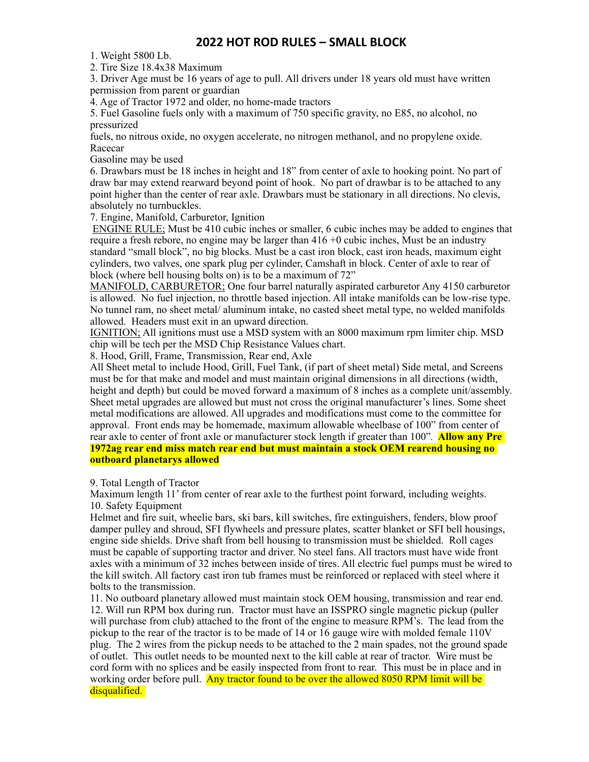# 2022 HOT ROD RULES – SMALL BLOCK

1. Weight 5800 Lb.
2. Tire Size 18.4x38 Maximum
3. Driver Age must be 16 years of age to pull. All drivers under 18 years old must have written permission from parent or guardian
4. Age of Tractor 1972 and older, no home-made tractors
5. Fuel Gasoline fuels only with a maximum of 750 specific gravity, no E85, no alcohol, no pressurized fuels, no nitrous oxide, no oxygen accelerate, no nitrogen methanol, and no propylene oxide. Racecar Gasoline may be used
6. Drawbars must be 18 inches in height and 18" from center of axle to hooking point. No part of draw bar may extend rearward beyond point of hook. No part of drawbar is to be attached to any point higher than the center of rear axle. Drawbars must be stationary in all directions. No clevis, absolutely no turnbuckles.
7. Engine, Manifold, Carburetor, Ignition

ENGINE RULE; Must be 410 cubic inches or smaller, 6 cubic inches may be added to engines that require a fresh rebore, no engine may be larger than 416 +0 cubic inches, Must be an industry standard "small block", no big blocks. Must be a cast iron block, cast iron heads, maximum eight cylinders, two valves, one spark plug per cylinder, Camshaft in block. Center of axle to rear of block (where bell housing bolts on) is to be a maximum of 72"

MANIFOLD, CARBURETOR; One four barrel naturally aspirated carburetor Any 4150 carburetor is allowed. No fuel injection, no throttle based injection. All intake manifolds can be low-rise type. No tunnel ram, no sheet metal/ aluminum intake, no casted sheet metal type, no welded manifolds allowed. Headers must exit in an upward direction.

IGNITION; All ignitions must use a MSD system with an 8000 maximum rpm limiter chip. MSD chip will be tech per the MSD Chip Resistance Values chart.

8. Hood, Grill, Frame, Transmission, Rear end, Axle

All Sheet metal to include Hood, Grill, Fuel Tank, (if part of sheet metal) Side metal, and Screens must be for that make and model and must maintain original dimensions in all directions (width, height and depth) but could be moved forward a maximum of 8 inches as a complete unit/assembly. Sheet metal upgrades are allowed but must not cross the original manufacturer's lines. Some sheet metal modifications are allowed. All upgrades and modifications must come to the committee for approval. Front ends may be homemade, maximum allowable wheelbase of 100" from center of rear axle to center of front axle or manufacturer stock length if greater than 100". **Allow any Pre 1972ag rear end miss match rear end but must maintain a stock OEM rearend housing no outboard planetarys allowed**

9. Total Length of Tractor

Maximum length 11' from center of rear axle to the furthest point forward, including weights.

10. Safety Equipment

Helmet and fire suit, wheelie bars, ski bars, kill switches, fire extinguishers, fenders, blow proof damper pulley and shroud, SFI flywheels and pressure plates, scatter blanket or SFI bell housings, engine side shields. Drive shaft from bell housing to transmission must be shielded. Roll cages must be capable of supporting tractor and driver. No steel fans. All tractors must have wide front axles with a minimum of 32 inches between inside of tires. All electric fuel pumps must be wired to the kill switch. All factory cast iron tub frames must be reinforced or replaced with steel where it bolts to the transmission.

11. No outboard planetary allowed must maintain stock OEM housing, transmission and rear end.
12. Will run RPM box during run. Tractor must have an ISSPRO single magnetic pickup (puller will purchase from club) attached to the front of the engine to measure RPM's. The lead from the pickup to the rear of the tractor is to be made of 14 or 16 gauge wire with molded female 110V plug. The 2 wires from the pickup needs to be attached to the 2 main spades, not the ground spade of outlet. This outlet needs to be mounted next to the kill cable at rear of tractor. Wire must be cord form with no splices and be easily inspected from front to rear. This must be in place and in working order before pull. Any tractor found to be over the allowed 8050 RPM limit will be disqualified.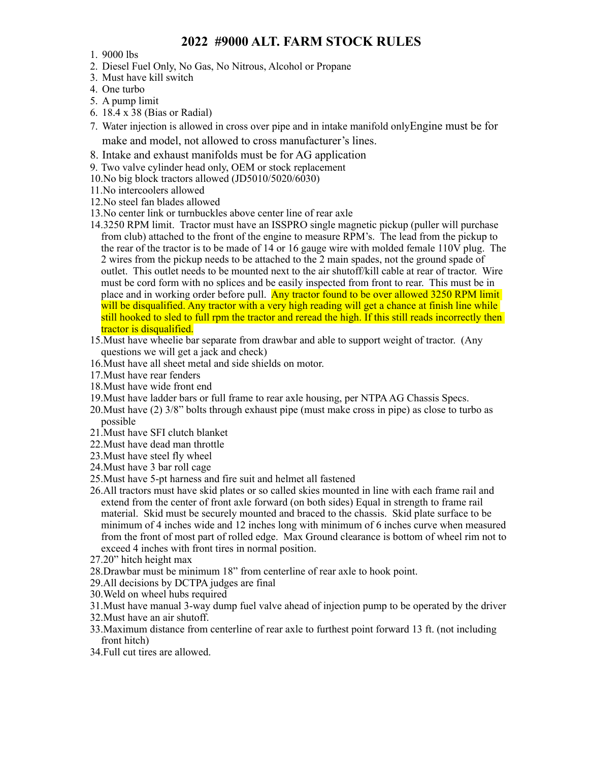# 2022 #9000 ALT. FARM STOCK RULES

1. 9000 lbs
2. Diesel Fuel Only, No Gas, No Nitrous, Alcohol or Propane
3. Must have kill switch
4. One turbo
5. A pump limit
6. 18.4 x 38 (Bias or Radial)
7. Water injection is allowed in cross over pipe and in intake manifold onlyEngine must be for make and model, not allowed to cross manufacturer's lines.
8. Intake and exhaust manifolds must be for AG application
9. Two valve cylinder head only, OEM or stock replacement
10. No big block tractors allowed (JD5010/5020/6030)
11. No intercoolers allowed
12. No steel fan blades allowed
13. No center link or turnbuckles above center line of rear axle
14. 3250 RPM limit. Tractor must have an ISSPRO single magnetic pickup (puller will purchase from club) attached to the front of the engine to measure RPM's. The lead from the pickup to the rear of the tractor is to be made of 14 or 16 gauge wire with molded female 110V plug. The 2 wires from the pickup needs to be attached to the 2 main spades, not the ground spade of outlet. This outlet needs to be mounted next to the air shutoff/kill cable at rear of tractor. Wire must be cord form with no splices and be easily inspected from front to rear. This must be in place and in working order before pull. Any tractor found to be over allowed 3250 RPM limit will be disqualified. Any tractor with a very high reading will get a chance at finish line while still hooked to sled to full rpm the tractor and reread the high. If this still reads incorrectly then tractor is disqualified.
15. Must have wheelie bar separate from drawbar and able to support weight of tractor. (Any questions we will get a jack and check)
16. Must have all sheet metal and side shields on motor.
17. Must have rear fenders
18. Must have wide front end
19. Must have ladder bars or full frame to rear axle housing, per NTPA AG Chassis Specs.
20. Must have (2) 3/8" bolts through exhaust pipe (must make cross in pipe) as close to turbo as possible
21. Must have SFI clutch blanket
22. Must have dead man throttle
23. Must have steel fly wheel
24. Must have 3 bar roll cage
25. Must have 5-pt harness and fire suit and helmet all fastened
26. All tractors must have skid plates or so called skies mounted in line with each frame rail and extend from the center of front axle forward (on both sides) Equal in strength to frame rail material. Skid must be securely mounted and braced to the chassis. Skid plate surface to be minimum of 4 inches wide and 12 inches long with minimum of 6 inches curve when measured from the front of most part of rolled edge. Max Ground clearance is bottom of wheel rim not to exceed 4 inches with front tires in normal position.
27. 20" hitch height max
28. Drawbar must be minimum 18" from centerline of rear axle to hook point.
29. All decisions by DCTPA judges are final
30. Weld on wheel hubs required
31. Must have manual 3-way dump fuel valve ahead of injection pump to be operated by the driver
32. Must have an air shutoff.
33. Maximum distance from centerline of rear axle to furthest point forward 13 ft. (not including front hitch)
34. Full cut tires are allowed.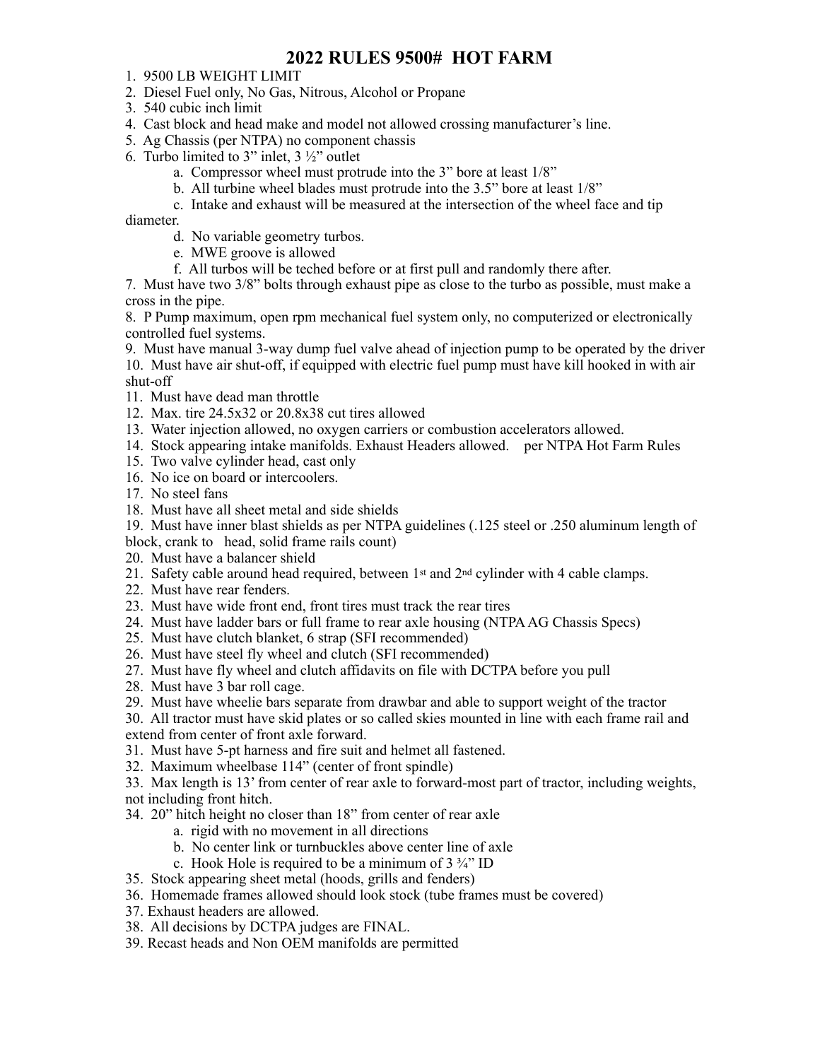# 2022 RULES 9500# HOT FARM

1. 9500 LB WEIGHT LIMIT
2. Diesel Fuel only, No Gas, Nitrous, Alcohol or Propane
3. 540 cubic inch limit
4. Cast block and head make and model not allowed crossing manufacturer's line.
5. Ag Chassis (per NTPA) no component chassis
6. Turbo limited to 3" inlet, 3 ½" outlet
   a. Compressor wheel must protrude into the 3" bore at least 1/8"
   b. All turbine wheel blades must protrude into the 3.5" bore at least 1/8"
   c. Intake and exhaust will be measured at the intersection of the wheel face and tip diameter.
   d. No variable geometry turbos.
   e. MWE groove is allowed
   f. All turbos will be teched before or at first pull and randomly there after.
7. Must have two 3/8" bolts through exhaust pipe as close to the turbo as possible, must make a cross in the pipe.
8. P Pump maximum, open rpm mechanical fuel system only, no computerized or electronically controlled fuel systems.
9. Must have manual 3-way dump fuel valve ahead of injection pump to be operated by the driver
10. Must have air shut-off, if equipped with electric fuel pump must have kill hooked in with air shut-off
11. Must have dead man throttle
12. Max. tire 24.5x32 or 20.8x38 cut tires allowed
13. Water injection allowed, no oxygen carriers or combustion accelerators allowed.
14. Stock appearing intake manifolds. Exhaust Headers allowed. per NTPA Hot Farm Rules
15. Two valve cylinder head, cast only
16. No ice on board or intercoolers.
17. No steel fans
18. Must have all sheet metal and side shields
19. Must have inner blast shields as per NTPA guidelines (.125 steel or .250 aluminum length of block, crank to head, solid frame rails count)
20. Must have a balancer shield
21. Safety cable around head required, between 1st and 2nd cylinder with 4 cable clamps.
22. Must have rear fenders.
23. Must have wide front end, front tires must track the rear tires
24. Must have ladder bars or full frame to rear axle housing (NTPA AG Chassis Specs)
25. Must have clutch blanket, 6 strap (SFI recommended)
26. Must have steel fly wheel and clutch (SFI recommended)
27. Must have fly wheel and clutch affidavits on file with DCTPA before you pull
28. Must have 3 bar roll cage.
29. Must have wheelie bars separate from drawbar and able to support weight of the tractor
30. All tractor must have skid plates or so called skies mounted in line with each frame rail and extend from center of front axle forward.
31. Must have 5-pt harness and fire suit and helmet all fastened.
32. Maximum wheelbase 114" (center of front spindle)
33. Max length is 13' from center of rear axle to forward-most part of tractor, including weights, not including front hitch.
34. 20" hitch height no closer than 18" from center of rear axle
   a. rigid with no movement in all directions
   b. No center link or turnbuckles above center line of axle
   c. Hook Hole is required to be a minimum of 3 ¾" ID
35. Stock appearing sheet metal (hoods, grills and fenders)
36. Homemade frames allowed should look stock (tube frames must be covered)
37. Exhaust headers are allowed.
38. All decisions by DCTPA judges are FINAL.
39. Recast heads and Non OEM manifolds are permitted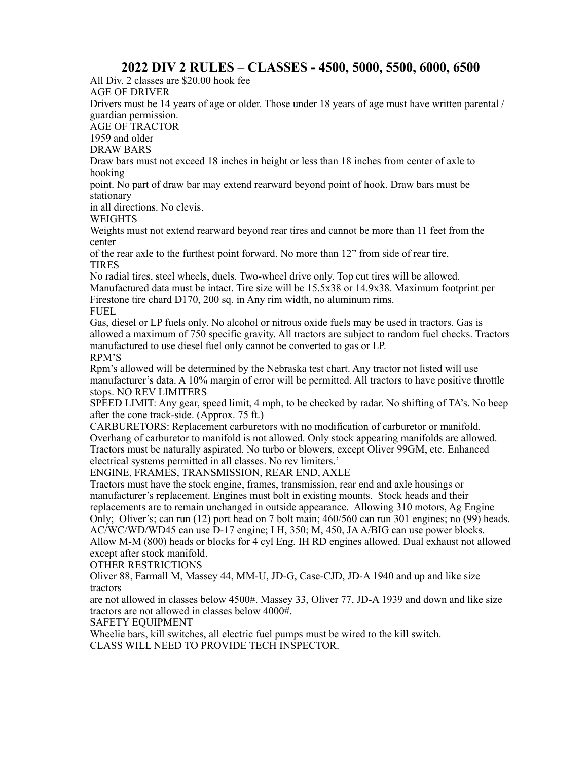# 2022 DIV 2 RULES – CLASSES - 4500, 5000, 5500, 6000, 6500

All Div. 2 classes are $20.00 hook fee

AGE OF DRIVER

Drivers must be 14 years of age or older. Those under 18 years of age must have written parental / guardian permission.

AGE OF TRACTOR

1959 and older

DRAW BARS

Draw bars must not exceed 18 inches in height or less than 18 inches from center of axle to hooking point. No part of draw bar may extend rearward beyond point of hook. Draw bars must be stationary in all directions. No clevis.

WEIGHTS

Weights must not extend rearward beyond rear tires and cannot be more than 11 feet from the center of the rear axle to the furthest point forward. No more than 12" from side of rear tire.

TIRES

No radial tires, steel wheels, duels. Two-wheel drive only. Top cut tires will be allowed. Manufactured data must be intact. Tire size will be 15.5x38 or 14.9x38. Maximum footprint per Firestone tire chard D170, 200 sq. in Any rim width, no aluminum rims.

FUEL

Gas, diesel or LP fuels only. No alcohol or nitrous oxide fuels may be used in tractors. Gas is allowed a maximum of 750 specific gravity. All tractors are subject to random fuel checks. Tractors manufactured to use diesel fuel only cannot be converted to gas or LP.

RPM'S

Rpm's allowed will be determined by the Nebraska test chart. Any tractor not listed will use manufacturer's data. A 10% margin of error will be permitted. All tractors to have positive throttle stops. NO REV LIMITERS

SPEED LIMIT: Any gear, speed limit, 4 mph, to be checked by radar. No shifting of TA's. No beep after the cone track-side. (Approx. 75 ft.)

CARBURETORS: Replacement carburetors with no modification of carburetor or manifold. Overhang of carburetor to manifold is not allowed. Only stock appearing manifolds are allowed. Tractors must be naturally aspirated. No turbo or blowers, except Oliver 99GM, etc. Enhanced electrical systems permitted in all classes. No rev limiters.'

ENGINE, FRAMES, TRANSMISSION, REAR END, AXLE

Tractors must have the stock engine, frames, transmission, rear end and axle housings or manufacturer's replacement. Engines must bolt in existing mounts. Stock heads and their replacements are to remain unchanged in outside appearance. Allowing 310 motors, Ag Engine Only; Oliver's; can run (12) port head on 7 bolt main; 460/560 can run 301 engines; no (99) heads. AC/WC/WD/WD45 can use D-17 engine; I H, 350; M, 450, JA A/BIG can use power blocks. Allow M-M (800) heads or blocks for 4 cyl Eng. IH RD engines allowed. Dual exhaust not allowed except after stock manifold.

OTHER RESTRICTIONS

Oliver 88, Farmall M, Massey 44, MM-U, JD-G, Case-CJD, JD-A 1940 and up and like size tractors are not allowed in classes below 4500#. Massey 33, Oliver 77, JD-A 1939 and down and like size tractors are not allowed in classes below 4000#.

SAFETY EQUIPMENT

Wheelie bars, kill switches, all electric fuel pumps must be wired to the kill switch.

CLASS WILL NEED TO PROVIDE TECH INSPECTOR.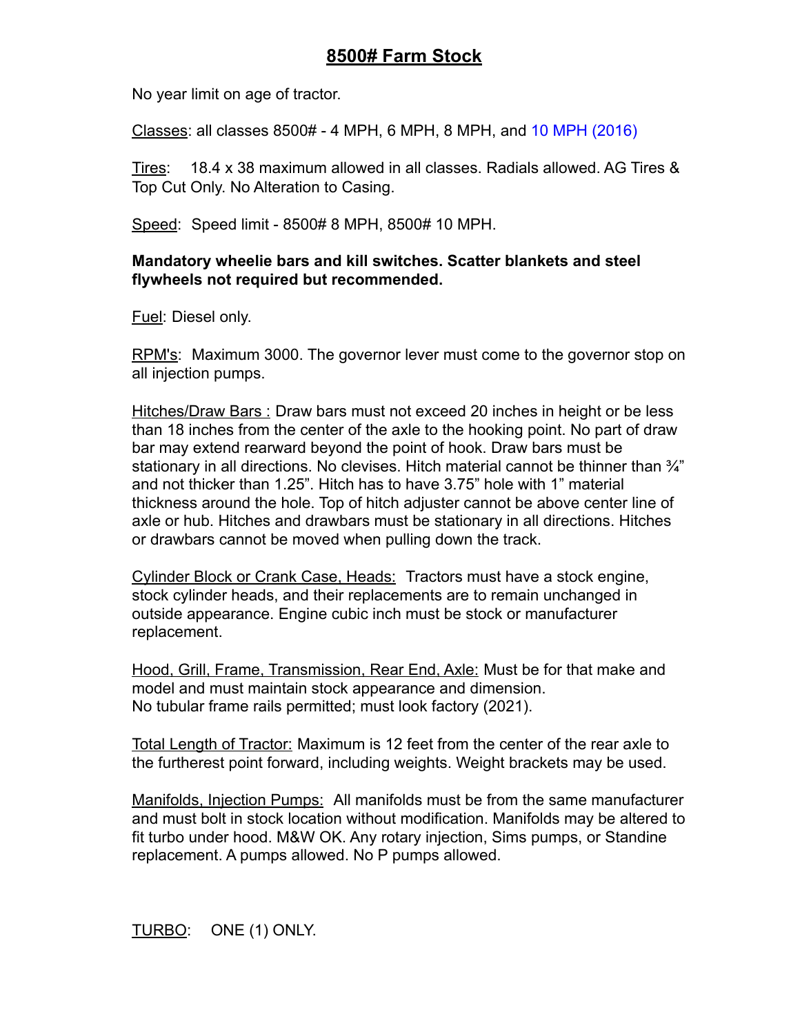# 8500# Farm Stock

No year limit on age of tractor.

Classes: all classes 8500# - 4 MPH, 6 MPH, 8 MPH, and 10 MPH (2016)

Tires: 18.4 x 38 maximum allowed in all classes. Radials allowed. AG Tires & Top Cut Only. No Alteration to Casing.

Speed: Speed limit - 8500# 8 MPH, 8500# 10 MPH.

**Mandatory wheelie bars and kill switches. Scatter blankets and steel flywheels not required but recommended.**

Fuel: Diesel only.

RPM's: Maximum 3000. The governor lever must come to the governor stop on all injection pumps.

Hitches/Draw Bars : Draw bars must not exceed 20 inches in height or be less than 18 inches from the center of the axle to the hooking point. No part of draw bar may extend rearward beyond the point of hook. Draw bars must be stationary in all directions. No clevises. Hitch material cannot be thinner than ¾" and not thicker than 1.25". Hitch has to have 3.75" hole with 1" material thickness around the hole. Top of hitch adjuster cannot be above center line of axle or hub. Hitches and drawbars must be stationary in all directions. Hitches or drawbars cannot be moved when pulling down the track.

Cylinder Block or Crank Case, Heads: Tractors must have a stock engine, stock cylinder heads, and their replacements are to remain unchanged in outside appearance. Engine cubic inch must be stock or manufacturer replacement.

Hood, Grill, Frame, Transmission, Rear End, Axle: Must be for that make and model and must maintain stock appearance and dimension.
No tubular frame rails permitted; must look factory (2021).

Total Length of Tractor: Maximum is 12 feet from the center of the rear axle to the furthest point forward, including weights. Weight brackets may be used.

Manifolds, Injection Pumps: All manifolds must be from the same manufacturer and must bolt in stock location without modification. Manifolds may be altered to fit turbo under hood. M&W OK. Any rotary injection, Sims pumps, or Standine replacement. A pumps allowed. No P pumps allowed.

TURBO: ONE (1) ONLY.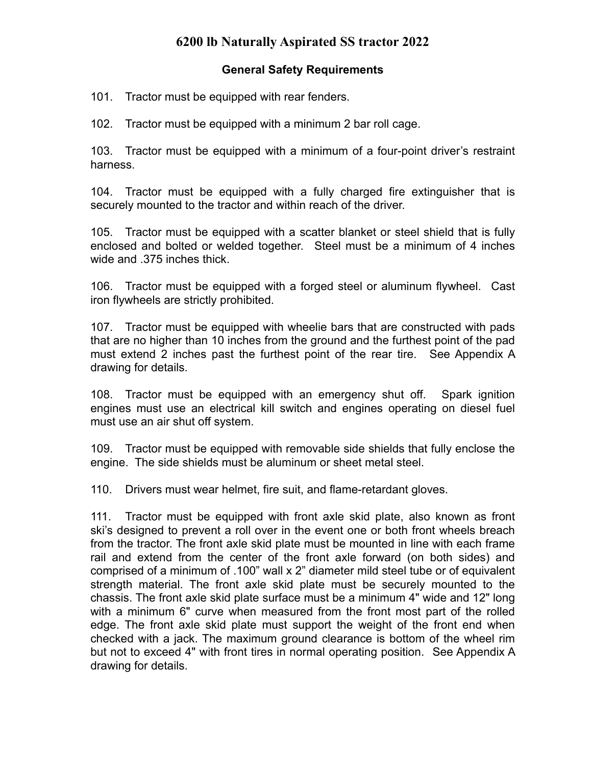# 6200 lb Naturally Aspirated SS tractor 2022

## General Safety Requirements

101. Tractor must be equipped with rear fenders.

102. Tractor must be equipped with a minimum 2 bar roll cage.

103. Tractor must be equipped with a minimum of a four-point driver's restraint harness.

104. Tractor must be equipped with a fully charged fire extinguisher that is securely mounted to the tractor and within reach of the driver.

105. Tractor must be equipped with a scatter blanket or steel shield that is fully enclosed and bolted or welded together. Steel must be a minimum of 4 inches wide and .375 inches thick.

106. Tractor must be equipped with a forged steel or aluminum flywheel. Cast iron flywheels are strictly prohibited.

107. Tractor must be equipped with wheelie bars that are constructed with pads that are no higher than 10 inches from the ground and the furthest point of the pad must extend 2 inches past the furthest point of the rear tire. See Appendix A drawing for details.

108. Tractor must be equipped with an emergency shut off. Spark ignition engines must use an electrical kill switch and engines operating on diesel fuel must use an air shut off system.

109. Tractor must be equipped with removable side shields that fully enclose the engine. The side shields must be aluminum or sheet metal steel.

110. Drivers must wear helmet, fire suit, and flame-retardant gloves.

111. Tractor must be equipped with front axle skid plate, also known as front ski's designed to prevent a roll over in the event one or both front wheels breach from the tractor. The front axle skid plate must be mounted in line with each frame rail and extend from the center of the front axle forward (on both sides) and comprised of a minimum of .100" wall x 2" diameter mild steel tube or of equivalent strength material. The front axle skid plate must be securely mounted to the chassis. The front axle skid plate surface must be a minimum 4" wide and 12" long with a minimum 6" curve when measured from the front most part of the rolled edge. The front axle skid plate must support the weight of the front end when checked with a jack. The maximum ground clearance is bottom of the wheel rim but not to exceed 4" with front tires in normal operating position. See Appendix A drawing for details.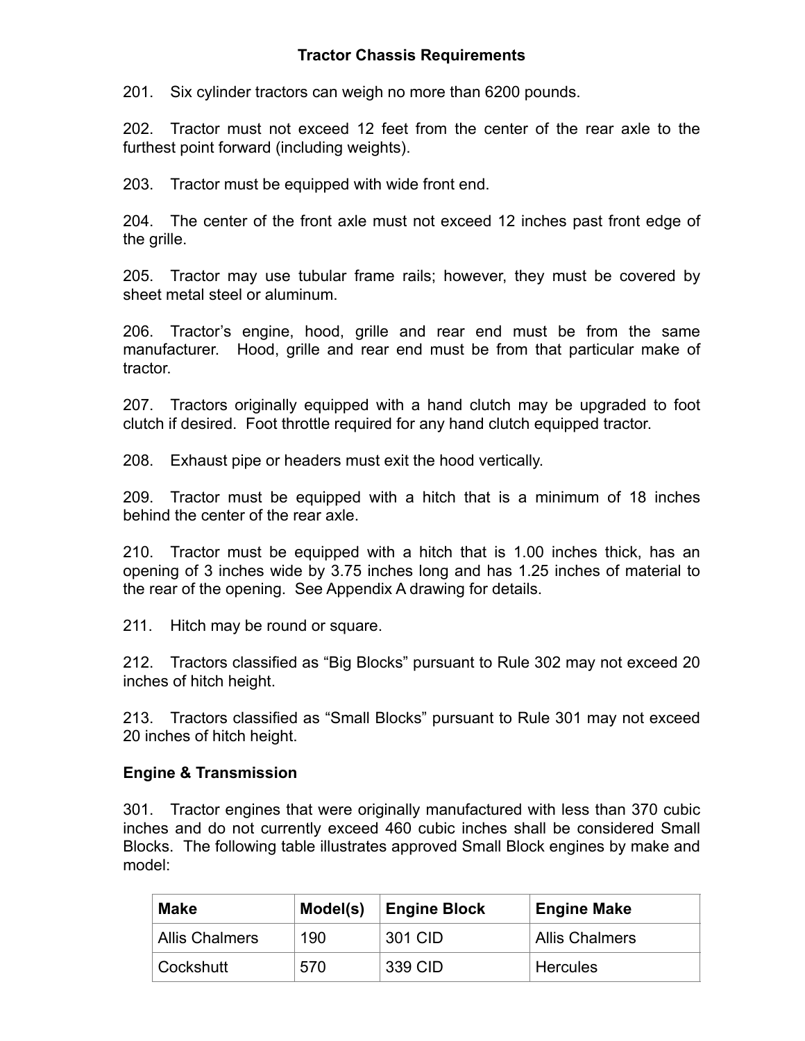## Tractor Chassis Requirements

201. Six cylinder tractors can weigh no more than 6200 pounds.

202. Tractor must not exceed 12 feet from the center of the rear axle to the furthest point forward (including weights).

203. Tractor must be equipped with wide front end.

204. The center of the front axle must not exceed 12 inches past front edge of the grille.

205. Tractor may use tubular frame rails; however, they must be covered by sheet metal steel or aluminum.

206. Tractor's engine, hood, grille and rear end must be from the same manufacturer. Hood, grille and rear end must be from that particular make of tractor.

207. Tractors originally equipped with a hand clutch may be upgraded to foot clutch if desired. Foot throttle required for any hand clutch equipped tractor.

208. Exhaust pipe or headers must exit the hood vertically.

209. Tractor must be equipped with a hitch that is a minimum of 18 inches behind the center of the rear axle.

210. Tractor must be equipped with a hitch that is 1.00 inches thick, has an opening of 3 inches wide by 3.75 inches long and has 1.25 inches of material to the rear of the opening. See Appendix A drawing for details.

211. Hitch may be round or square.

212. Tractors classified as "Big Blocks" pursuant to Rule 302 may not exceed 20 inches of hitch height.

213. Tractors classified as "Small Blocks" pursuant to Rule 301 may not exceed 20 inches of hitch height.

## Engine & Transmission

301. Tractor engines that were originally manufactured with less than 370 cubic inches and do not currently exceed 460 cubic inches shall be considered Small Blocks. The following table illustrates approved Small Block engines by make and model:

| Make | Model(s) | Engine Block | Engine Make |
|---|---|---|---|
| Allis Chalmers | 190 | 301 CID | Allis Chalmers |
| Cockshutt | 570 | 339 CID | Hercules |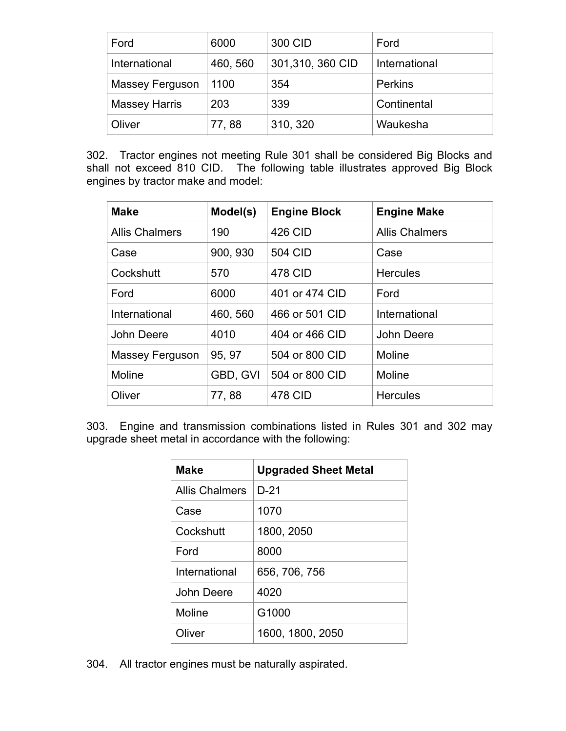| | | | |
|---|---|---|---|
| Ford | 6000 | 300 CID | Ford |
| International | 460, 560 | 301,310, 360 CID | International |
| Massey Ferguson | 1100 | 354 | Perkins |
| Massey Harris | 203 | 339 | Continental |
| Oliver | 77, 88 | 310, 320 | Waukesha |

302. Tractor engines not meeting Rule 301 shall be considered Big Blocks and shall not exceed 810 CID. The following table illustrates approved Big Block engines by tractor make and model:

| **Make** | **Model(s)** | **Engine Block** | **Engine Make** |
|---|---|---|---|
| Allis Chalmers | 190 | 426 CID | Allis Chalmers |
| Case | 900, 930 | 504 CID | Case |
| Cockshutt | 570 | 478 CID | Hercules |
| Ford | 6000 | 401 or 474 CID | Ford |
| International | 460, 560 | 466 or 501 CID | International |
| John Deere | 4010 | 404 or 466 CID | John Deere |
| Massey Ferguson | 95, 97 | 504 or 800 CID | Moline |
| Moline | GBD, GVI | 504 or 800 CID | Moline |
| Oliver | 77, 88 | 478 CID | Hercules |

303. Engine and transmission combinations listed in Rules 301 and 302 may upgrade sheet metal in accordance with the following:

| **Make** | **Upgraded Sheet Metal** |
|---|---|
| Allis Chalmers | D-21 |
| Case | 1070 |
| Cockshutt | 1800, 2050 |
| Ford | 8000 |
| International | 656, 706, 756 |
| John Deere | 4020 |
| Moline | G1000 |
| Oliver | 1600, 1800, 2050 |

304. All tractor engines must be naturally aspirated.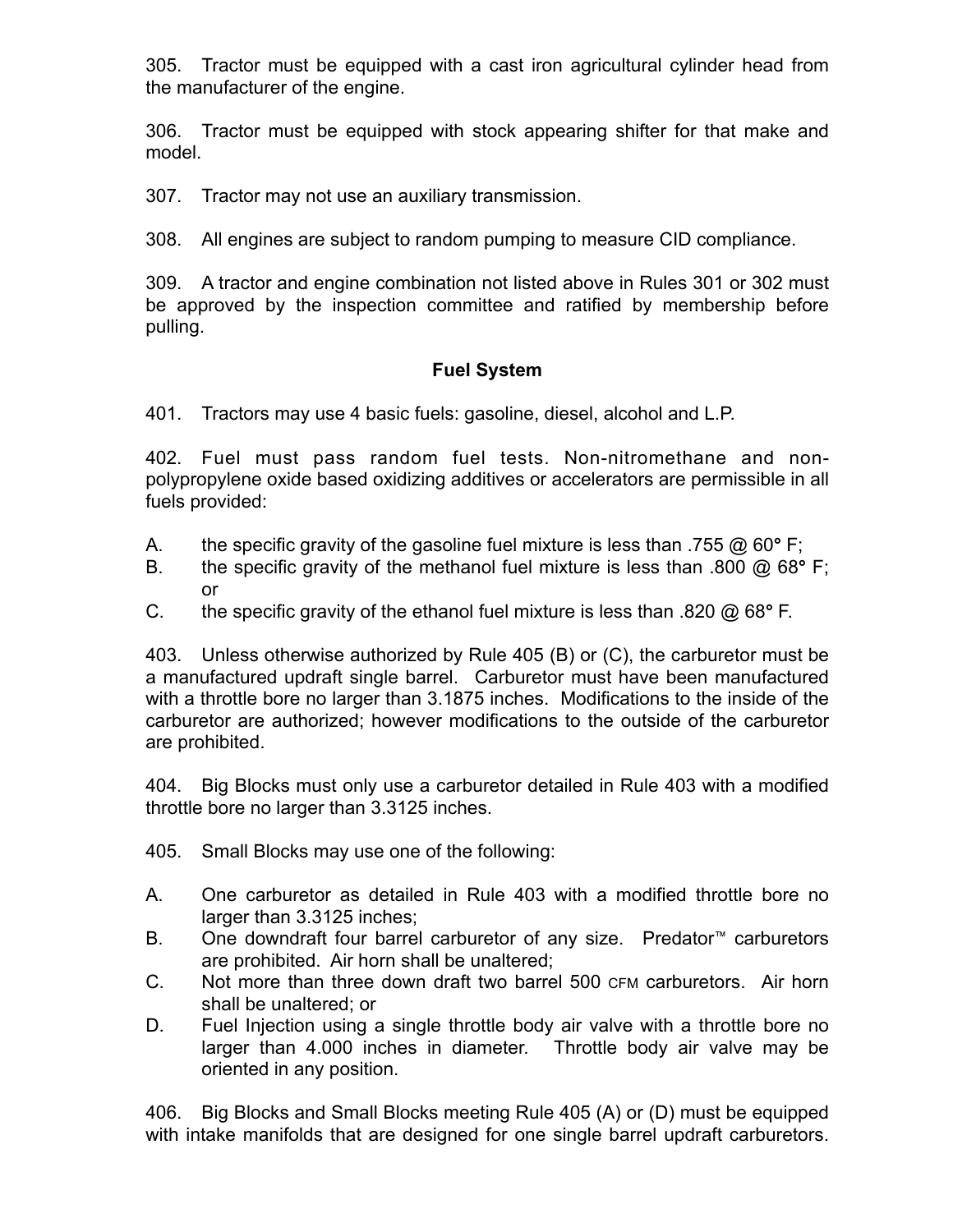305. Tractor must be equipped with a cast iron agricultural cylinder head from the manufacturer of the engine.

306. Tractor must be equipped with stock appearing shifter for that make and model.

307. Tractor may not use an auxiliary transmission.

308. All engines are subject to random pumping to measure CID compliance.

309. A tractor and engine combination not listed above in Rules 301 or 302 must be approved by the inspection committee and ratified by membership before pulling.

## Fuel System

401. Tractors may use 4 basic fuels: gasoline, diesel, alcohol and L.P.

402. Fuel must pass random fuel tests. Non-nitromethane and non-polypropylene oxide based oxidizing additives or accelerators are permissible in all fuels provided:

A. the specific gravity of the gasoline fuel mixture is less than .755 @ 60° F;
B. the specific gravity of the methanol fuel mixture is less than .800 @ 68° F; or
C. the specific gravity of the ethanol fuel mixture is less than .820 @ 68° F.

403. Unless otherwise authorized by Rule 405 (B) or (C), the carburetor must be a manufactured updraft single barrel. Carburetor must have been manufactured with a throttle bore no larger than 3.1875 inches. Modifications to the inside of the carburetor are authorized; however modifications to the outside of the carburetor are prohibited.

404. Big Blocks must only use a carburetor detailed in Rule 403 with a modified throttle bore no larger than 3.3125 inches.

405. Small Blocks may use one of the following:

A. One carburetor as detailed in Rule 403 with a modified throttle bore no larger than 3.3125 inches;
B. One downdraft four barrel carburetor of any size. Predator™ carburetors are prohibited. Air horn shall be unaltered;
C. Not more than three down draft two barrel 500 CFM carburetors. Air horn shall be unaltered; or
D. Fuel Injection using a single throttle body air valve with a throttle bore no larger than 4.000 inches in diameter. Throttle body air valve may be oriented in any position.

406. Big Blocks and Small Blocks meeting Rule 405 (A) or (D) must be equipped with intake manifolds that are designed for one single barrel updraft carburetors.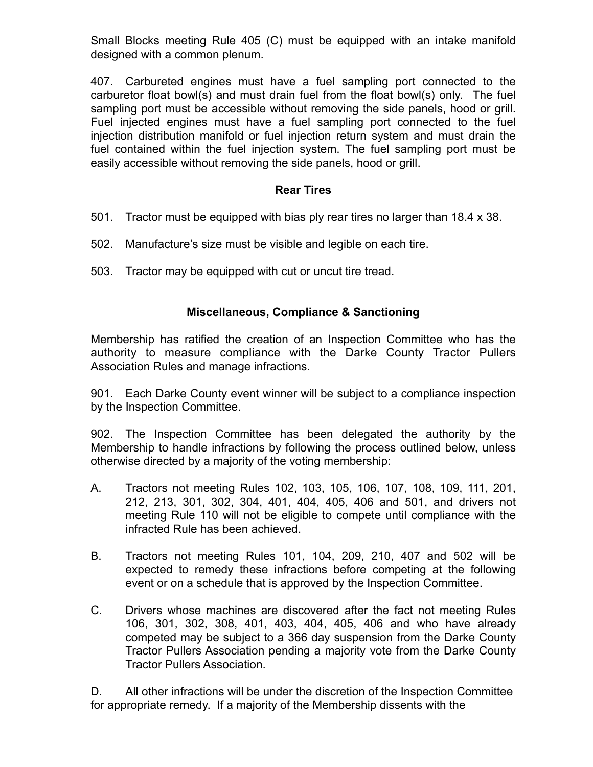Small Blocks meeting Rule 405 (C) must be equipped with an intake manifold designed with a common plenum.

407. Carbureted engines must have a fuel sampling port connected to the carburetor float bowl(s) and must drain fuel from the float bowl(s) only. The fuel sampling port must be accessible without removing the side panels, hood or grill. Fuel injected engines must have a fuel sampling port connected to the fuel injection distribution manifold or fuel injection return system and must drain the fuel contained within the fuel injection system. The fuel sampling port must be easily accessible without removing the side panels, hood or grill.

## Rear Tires

501. Tractor must be equipped with bias ply rear tires no larger than 18.4 x 38.

502. Manufacture's size must be visible and legible on each tire.

503. Tractor may be equipped with cut or uncut tire tread.

## Miscellaneous, Compliance & Sanctioning

Membership has ratified the creation of an Inspection Committee who has the authority to measure compliance with the Darke County Tractor Pullers Association Rules and manage infractions.

901. Each Darke County event winner will be subject to a compliance inspection by the Inspection Committee.

902. The Inspection Committee has been delegated the authority by the Membership to handle infractions by following the process outlined below, unless otherwise directed by a majority of the voting membership:

A. Tractors not meeting Rules 102, 103, 105, 106, 107, 108, 109, 111, 201, 212, 213, 301, 302, 304, 401, 404, 405, 406 and 501, and drivers not meeting Rule 110 will not be eligible to compete until compliance with the infracted Rule has been achieved.

B. Tractors not meeting Rules 101, 104, 209, 210, 407 and 502 will be expected to remedy these infractions before competing at the following event or on a schedule that is approved by the Inspection Committee.

C. Drivers whose machines are discovered after the fact not meeting Rules 106, 301, 302, 308, 401, 403, 404, 405, 406 and who have already competed may be subject to a 366 day suspension from the Darke County Tractor Pullers Association pending a majority vote from the Darke County Tractor Pullers Association.

D. All other infractions will be under the discretion of the Inspection Committee for appropriate remedy. If a majority of the Membership dissents with the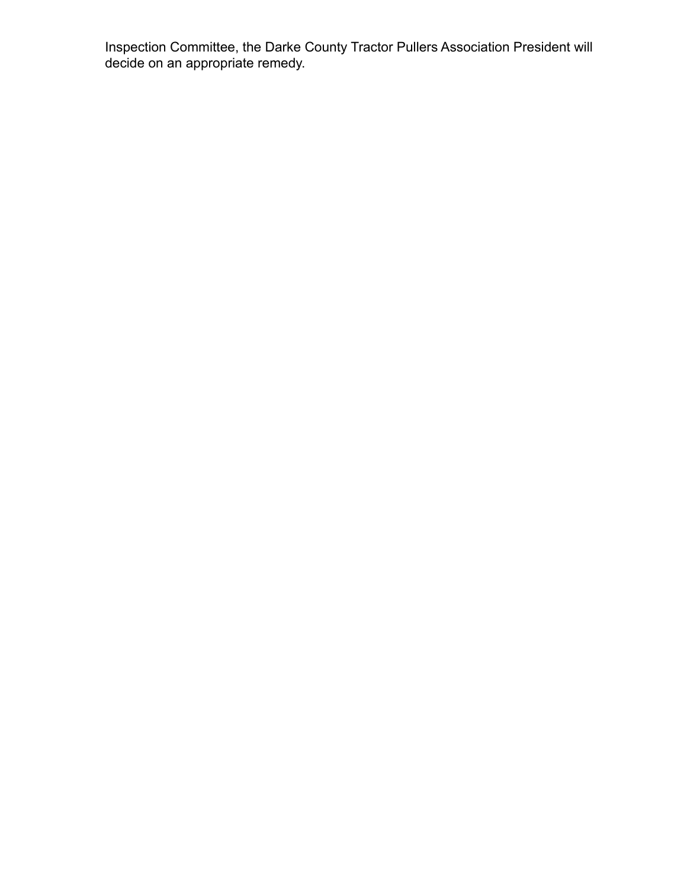Inspection Committee, the Darke County Tractor Pullers Association President will decide on an appropriate remedy.